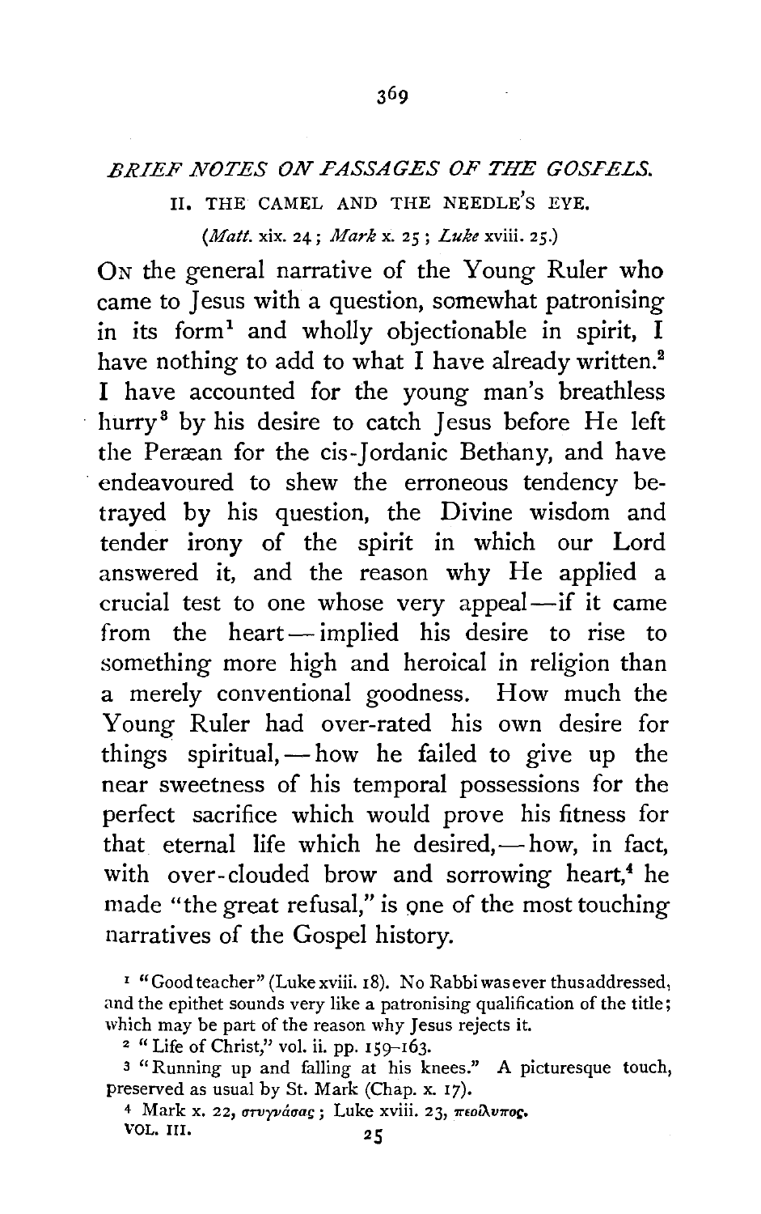## *BRIEF NOTES ON PASSAGES OF THE GOSPELS.*

### II. THE CAMEL AND THE NEEDLE'S EYE.

(*Matt.* xix. 24; *Mark* x. 25; *Luke* xviii. 25.)

On the general narrative of the Young Ruler who came to Jesus with a question, somewhat patronising in its form[1] and wholly objectionable in spirit, I have nothing to add to what I have already written.[2] I have accounted for the young man's breathless hurry[3] by his desire to catch Jesus before He left the Peræan for the cis-Jordanic Bethany, and have endeavoured to shew the erroneous tendency betrayed by his question, the Divine wisdom and tender irony of the spirit in which our Lord answered it, and the reason why He applied a crucial test to one whose very appeal—if it came from the heart—implied his desire to rise to something more high and heroical in religion than a merely conventional goodness. How much the Young Ruler had over-rated his own desire for things spiritual,—how he failed to give up the near sweetness of his temporal possessions for the perfect sacrifice which would prove his fitness for that eternal life which he desired,—how, in fact, with over-clouded brow and sorrowing heart,[4] he made "the great refusal," is one of the most touching narratives of the Gospel history.

[1] "Good teacher" (Luke xviii. 18). No Rabbi was ever thus addressed, and the epithet sounds very like a patronising qualification of the title; which may be part of the reason why Jesus rejects it.

[2] "Life of Christ," vol. ii. pp. 159–163.

[3] "Running up and falling at his knees." A picturesque touch, preserved as usual by St. Mark (Chap. x. 17).

[4] Mark x. 22, στυγνάσας; Luke xviii. 23, περίλυπος.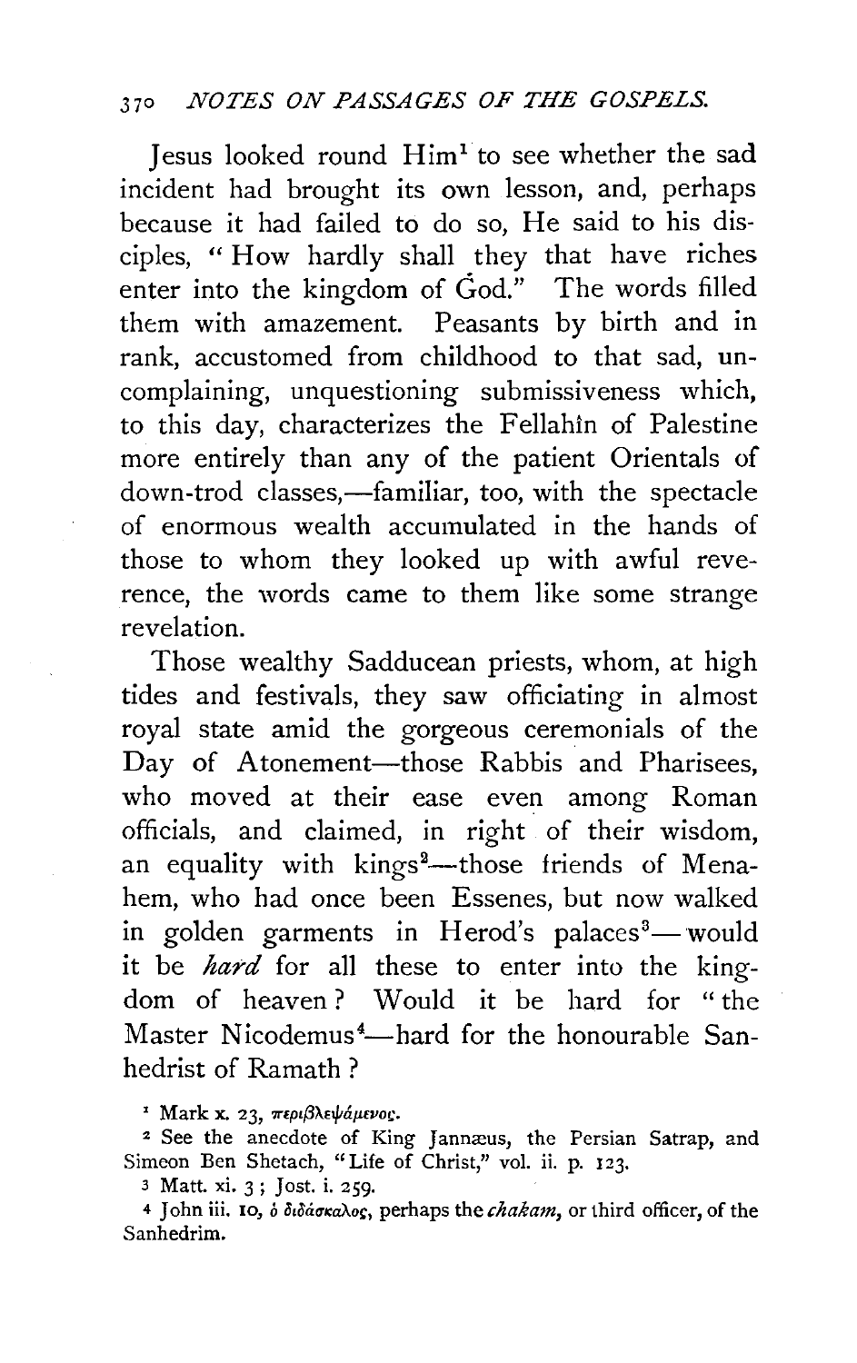Jesus looked round Him[1] to see whether the sad incident had brought its own lesson, and, perhaps because it had failed to do so, He said to his disciples, "How hardly shall they that have riches enter into the kingdom of God." The words filled them with amazement. Peasants by birth and in rank, accustomed from childhood to that sad, uncomplaining, unquestioning submissiveness which, to this day, characterizes the Fellahîn of Palestine more entirely than any of the patient Orientals of down-trod classes,—familiar, too, with the spectacle of enormous wealth accumulated in the hands of those to whom they looked up with awful reverence, the words came to them like some strange revelation.

Those wealthy Sadducean priests, whom, at high tides and festivals, they saw officiating in almost royal state amid the gorgeous ceremonials of the Day of Atonement—those Rabbis and Pharisees, who moved at their ease even among Roman officials, and claimed, in right of their wisdom, an equality with kings[2]—those friends of Menahem, who had once been Essenes, but now walked in golden garments in Herod's palaces[3]—would it be *hard* for all these to enter into the kingdom of heaven? Would it be hard for "the Master Nicodemus[4]—hard for the honourable Sanhedrist of Ramath?

[1] Mark x. 23, περιβλεψάμενος.

[2] See the anecdote of King Jannæus, the Persian Satrap, and Simeon Ben Shetach, "Life of Christ," vol. ii. p. 123.

[3] Matt. xi. 3; Jost. i. 259.

[4] John iii. 10, ὁ διδάσκαλος, perhaps the *chakam*, or third officer, of the Sanhedrim.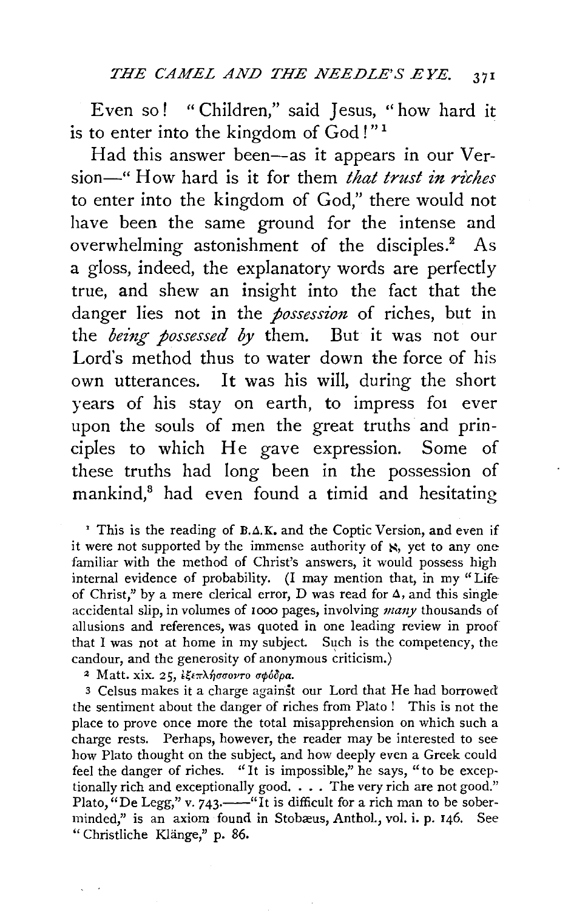Even so! "Children," said Jesus, "how hard it is to enter into the kingdom of God!"[1]

Had this answer been—as it appears in our Version—"How hard is it for them *that trust in riches* to enter into the kingdom of God," there would not have been the same ground for the intense and overwhelming astonishment of the disciples.[2] As a gloss, indeed, the explanatory words are perfectly true, and shew an insight into the fact that the danger lies not in the *possession* of riches, but in the *being possessed by* them. But it was not our Lord's method thus to water down the force of his own utterances. It was his will, during the short years of his stay on earth, to impress for ever upon the souls of men the great truths and principles to which He gave expression. Some of these truths had long been in the possession of mankind,[3] had even found a timid and hesitating

[1] This is the reading of B.Δ.K. and the Coptic Version, and even if it were not supported by the immense authority of ℵ, yet to any one familiar with the method of Christ's answers, it would possess high internal evidence of probability. (I may mention that, in my "Life of Christ," by a mere clerical error, D was read for Δ, and this single accidental slip, in volumes of 1000 pages, involving *many* thousands of allusions and references, was quoted in one leading review in proof that I was not at home in my subject. Such is the competency, the candour, and the generosity of anonymous criticism.)

[2] Matt. xix. 25, ἐξεπλήσσοντο σφόδρα.

[3] Celsus makes it a charge against our Lord that He had borrowed the sentiment about the danger of riches from Plato! This is not the place to prove once more the total misapprehension on which such a charge rests. Perhaps, however, the reader may be interested to see how Plato thought on the subject, and how deeply even a Greek could feel the danger of riches. "It is impossible," he says, "to be exceptionally rich and exceptionally good. . . . The very rich are not good." Plato, "De Legg," v. 743.——"It is difficult for a rich man to be sober-minded," is an axiom found in Stobæus, Anthol., vol. i. p. 146. See "Christliche Klänge," p. 86.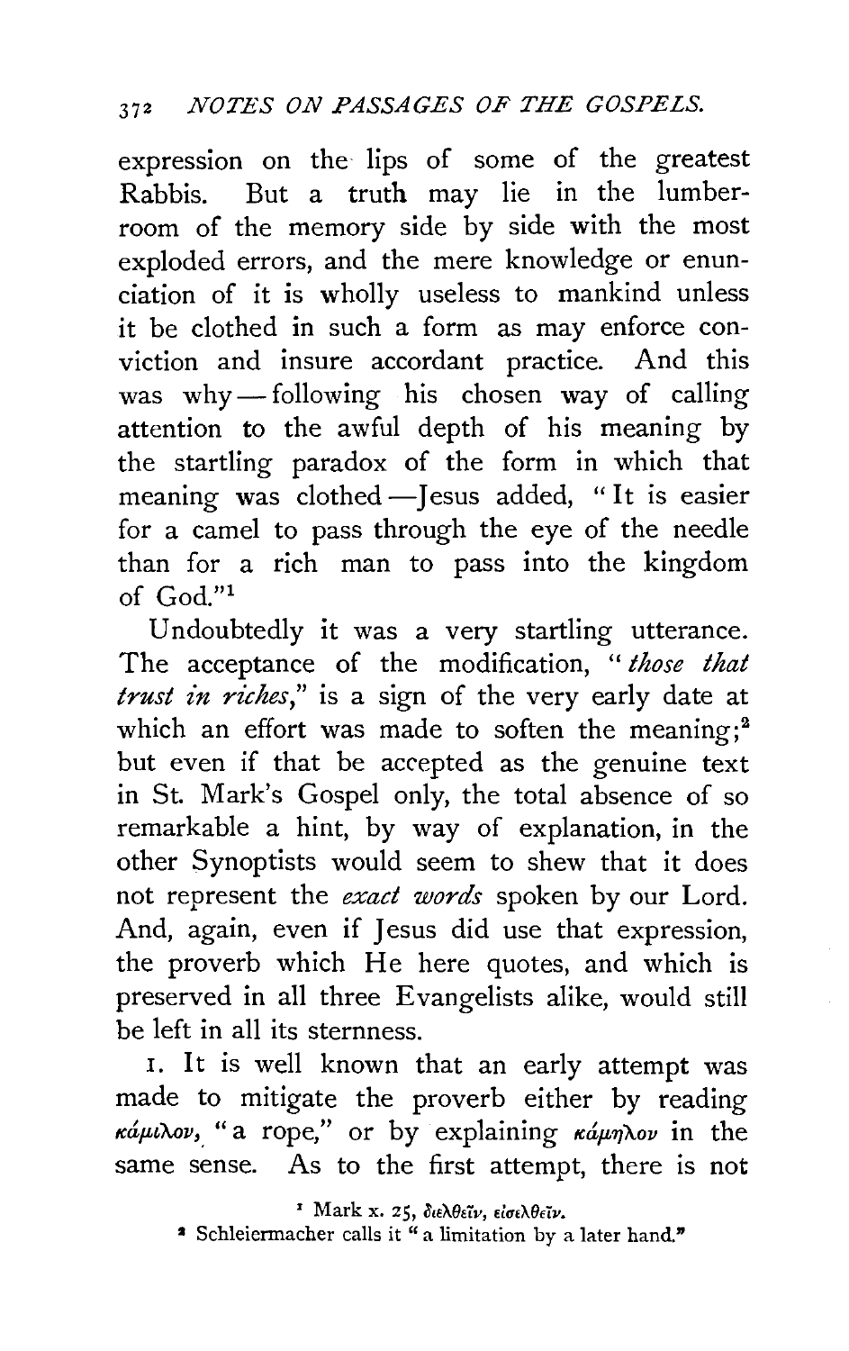expression on the lips of some of the greatest Rabbis. But a truth may lie in the lumber-room of the memory side by side with the most exploded errors, and the mere knowledge or enunciation of it is wholly useless to mankind unless it be clothed in such a form as may enforce conviction and insure accordant practice. And this was why — following his chosen way of calling attention to the awful depth of his meaning by the startling paradox of the form in which that meaning was clothed — Jesus added, "It is easier for a camel to pass through the eye of the needle than for a rich man to pass into the kingdom of God."[1]

Undoubtedly it was a very startling utterance. The acceptance of the modification, "*those that trust in riches*," is a sign of the very early date at which an effort was made to soften the meaning;[2] but even if that be accepted as the genuine text in St. Mark's Gospel only, the total absence of so remarkable a hint, by way of explanation, in the other Synoptists would seem to shew that it does not represent the *exact words* spoken by our Lord. And, again, even if Jesus did use that expression, the proverb which He here quotes, and which is preserved in all three Evangelists alike, would still be left in all its sternness.

1. It is well known that an early attempt was made to mitigate the proverb either by reading κάμιλον, "a rope," or by explaining κάμηλον in the same sense. As to the first attempt, there is not

[1] Mark x. 25, διελθεῖν, εἰσελθεῖν.

[2] Schleiermacher calls it "a limitation by a later hand."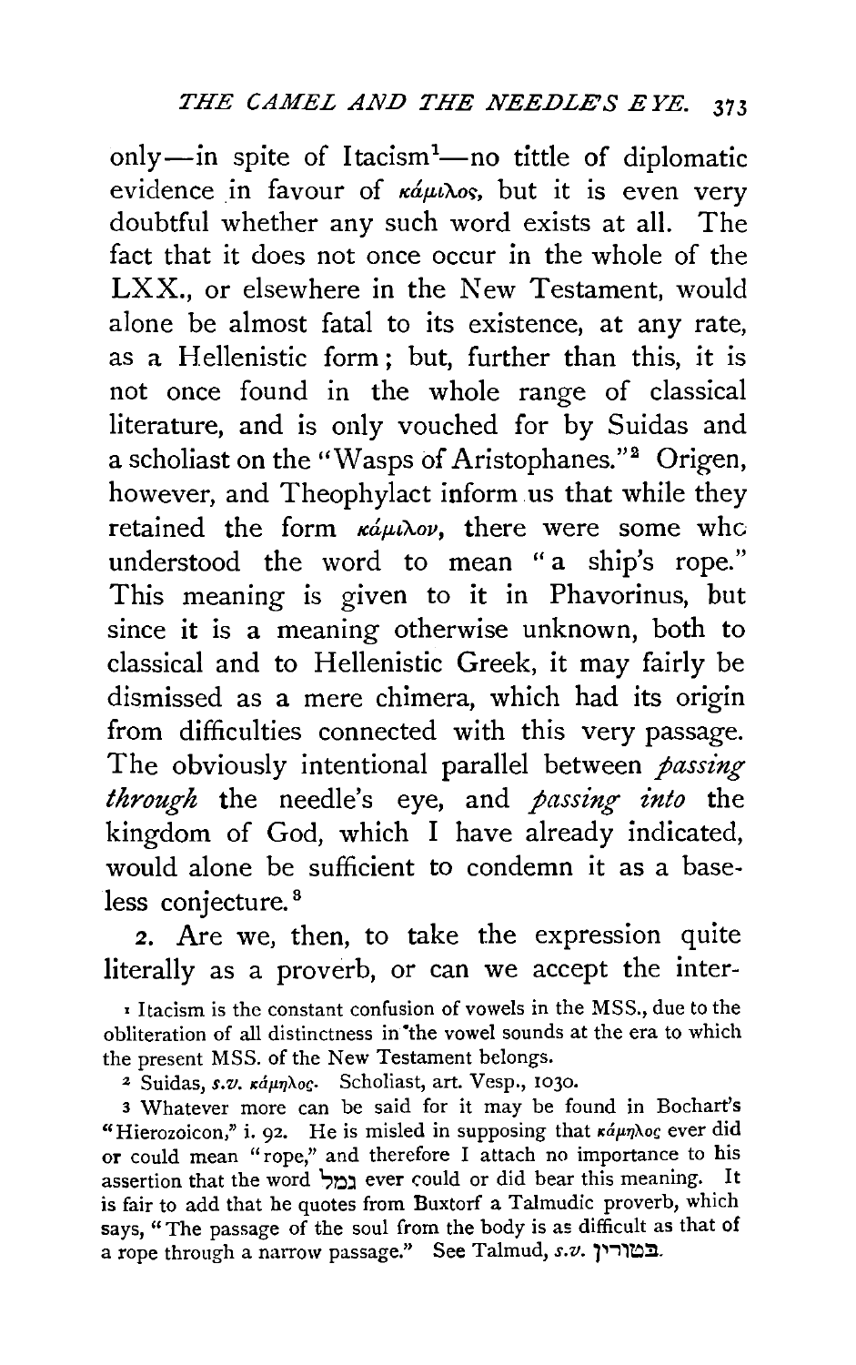only—in spite of Itacism[1]—no tittle of diplomatic evidence in favour of κάμιλος, but it is even very doubtful whether any such word exists at all. The fact that it does not once occur in the whole of the LXX., or elsewhere in the New Testament, would alone be almost fatal to its existence, at any rate, as a Hellenistic form; but, further than this, it is not once found in the whole range of classical literature, and is only vouched for by Suidas and a scholiast on the "Wasps of Aristophanes."[2] Origen, however, and Theophylact inform us that while they retained the form κάμιλον, there were some who understood the word to mean "a ship's rope." This meaning is given to it in Phavorinus, but since it is a meaning otherwise unknown, both to classical and to Hellenistic Greek, it may fairly be dismissed as a mere chimera, which had its origin from difficulties connected with this very passage. The obviously intentional parallel between *passing through* the needle's eye, and *passing into* the kingdom of God, which I have already indicated, would alone be sufficient to condemn it as a baseless conjecture.[3]

2. Are we, then, to take the expression quite literally as a proverb, or can we accept the inter-

---

[1] Itacism is the constant confusion of vowels in the MSS., due to the obliteration of all distinctness in the vowel sounds at the era to which the present MSS. of the New Testament belongs.

[2] Suidas, *s.v.* κάμηλος. Scholiast, art. Vesp., 1030.

[3] Whatever more can be said for it may be found in Bochart's "Hierozoicon," i. 92. He is misled in supposing that κάμηλος ever did or could mean "rope," and therefore I attach no importance to his assertion that the word גמל ever could or did bear this meaning. It is fair to add that he quotes from Buxtorf a Talmudic proverb, which says, "The passage of the soul from the body is as difficult as that of a rope through a narrow passage." See Talmud, *s.v.* במורין.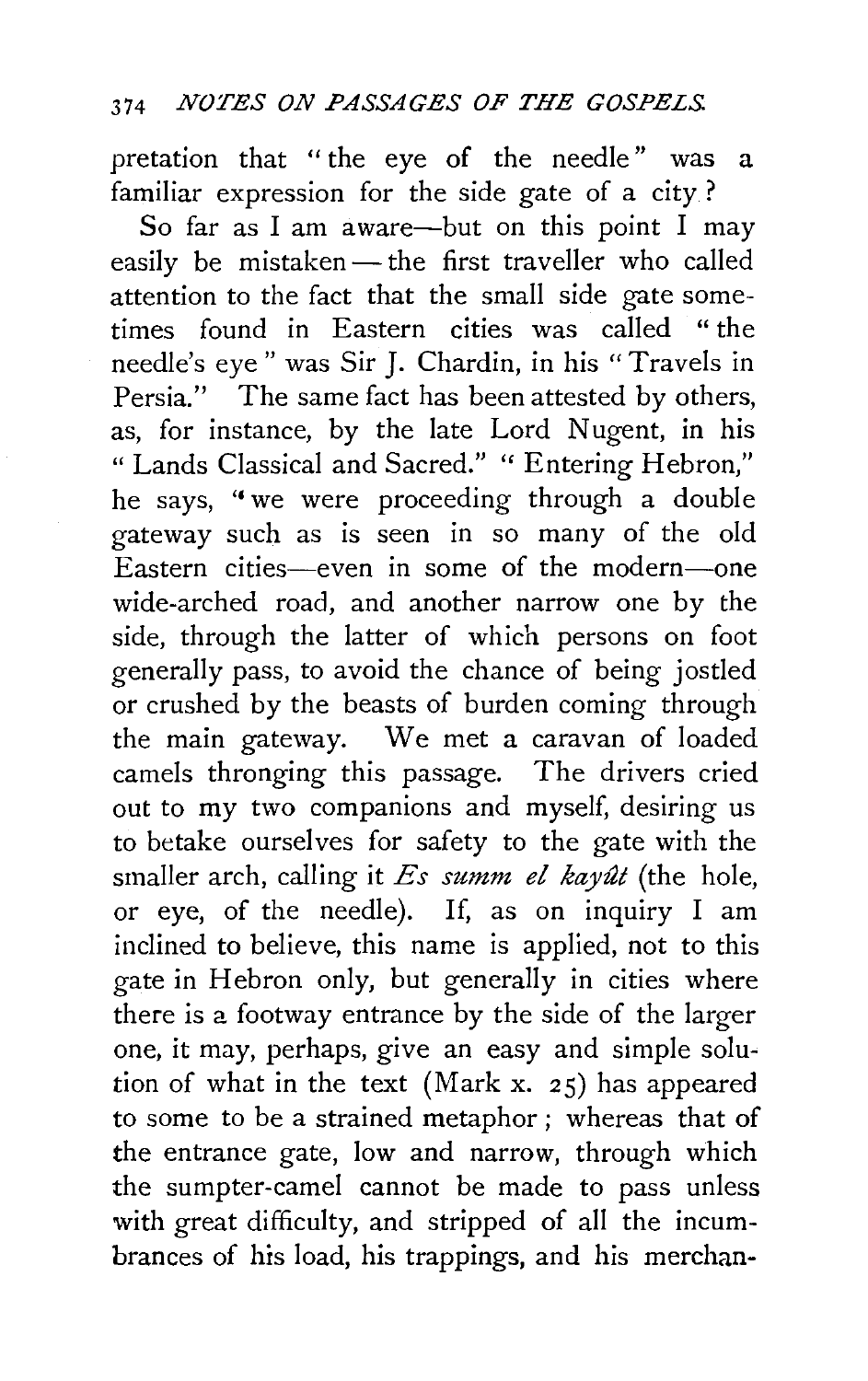pretation that "the eye of the needle" was a familiar expression for the side gate of a city?

So far as I am aware—but on this point I may easily be mistaken — the first traveller who called attention to the fact that the small side gate sometimes found in Eastern cities was called "the needle's eye" was Sir J. Chardin, in his "Travels in Persia." The same fact has been attested by others, as, for instance, by the late Lord Nugent, in his "Lands Classical and Sacred." "Entering Hebron," he says, "we were proceeding through a double gateway such as is seen in so many of the old Eastern cities—even in some of the modern—one wide-arched road, and another narrow one by the side, through the latter of which persons on foot generally pass, to avoid the chance of being jostled or crushed by the beasts of burden coming through the main gateway. We met a caravan of loaded camels thronging this passage. The drivers cried out to my two companions and myself, desiring us to betake ourselves for safety to the gate with the smaller arch, calling it *Es summ el kayût* (the hole, or eye, of the needle). If, as on inquiry I am inclined to believe, this name is applied, not to this gate in Hebron only, but generally in cities where there is a footway entrance by the side of the larger one, it may, perhaps, give an easy and simple solution of what in the text (Mark x. 25) has appeared to some to be a strained metaphor; whereas that of the entrance gate, low and narrow, through which the sumpter-camel cannot be made to pass unless with great difficulty, and stripped of all the incumbrances of his load, his trappings, and his merchan-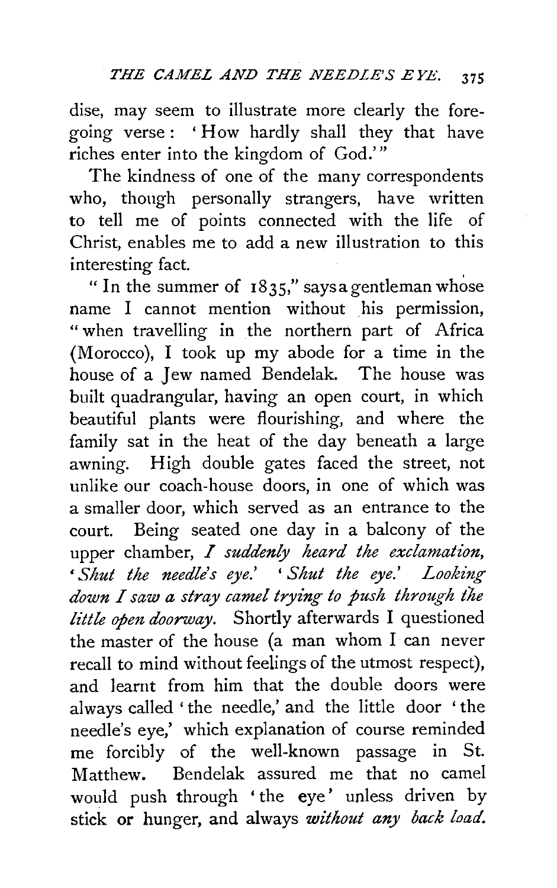dise, may seem to illustrate more clearly the foregoing verse: 'How hardly shall they that have riches enter into the kingdom of God.'"

The kindness of one of the many correspondents who, though personally strangers, have written to tell me of points connected with the life of Christ, enables me to add a new illustration to this interesting fact.

"In the summer of 1835," says a gentleman whose name I cannot mention without his permission, "when travelling in the northern part of Africa (Morocco), I took up my abode for a time in the house of a Jew named Bendelak. The house was built quadrangular, having an open court, in which beautiful plants were flourishing, and where the family sat in the heat of the day beneath a large awning. High double gates faced the street, not unlike our coach-house doors, in one of which was a smaller door, which served as an entrance to the court. Being seated one day in a balcony of the upper chamber, *I suddenly heard the exclamation, 'Shut the needle's eye.' 'Shut the eye.' Looking down I saw a stray camel trying to push through the little open doorway.* Shortly afterwards I questioned the master of the house (a man whom I can never recall to mind without feelings of the utmost respect), and learnt from him that the double doors were always called 'the needle,' and the little door 'the needle's eye,' which explanation of course reminded me forcibly of the well-known passage in St. Matthew. Bendelak assured me that no camel would push through 'the eye' unless driven by stick or hunger, and always *without any back load.*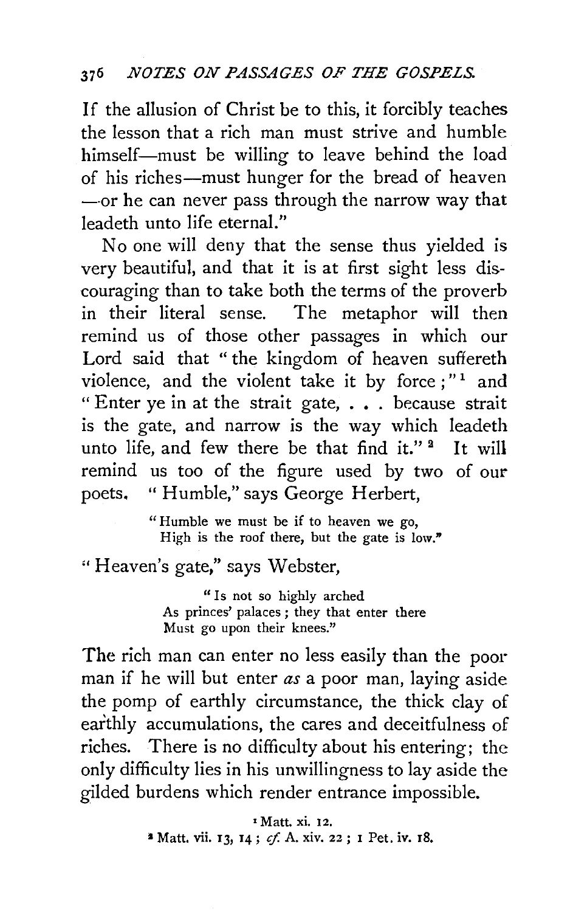If the allusion of Christ be to this, it forcibly teaches the lesson that a rich man must strive and humble himself—must be willing to leave behind the load of his riches—must hunger for the bread of heaven —or he can never pass through the narrow way that leadeth unto life eternal."

No one will deny that the sense thus yielded is very beautiful, and that it is at first sight less discouraging than to take both the terms of the proverb in their literal sense. The metaphor will then remind us of those other passages in which our Lord said that "the kingdom of heaven suffereth violence, and the violent take it by force;"[1] and "Enter ye in at the strait gate, . . . because strait is the gate, and narrow is the way which leadeth unto life, and few there be that find it."[2] It will remind us too of the figure used by two of our poets. "Humble," says George Herbert,

> "Humble we must be if to heaven we go,
> High is the roof there, but the gate is low."

"Heaven's gate," says Webster,

> "Is not so highly arched
> As princes' palaces; they that enter there
> Must go upon their knees."

The rich man can enter no less easily than the poor man if he will but enter *as* a poor man, laying aside the pomp of earthly circumstance, the thick clay of earthly accumulations, the cares and deceitfulness of riches. There is no difficulty about his entering; the only difficulty lies in his unwillingness to lay aside the gilded burdens which render entrance impossible.

[1] Matt. xi. 12.
[2] Matt. vii. 13, 14; *cf.* A. xiv. 22; 1 Pet. iv. 18.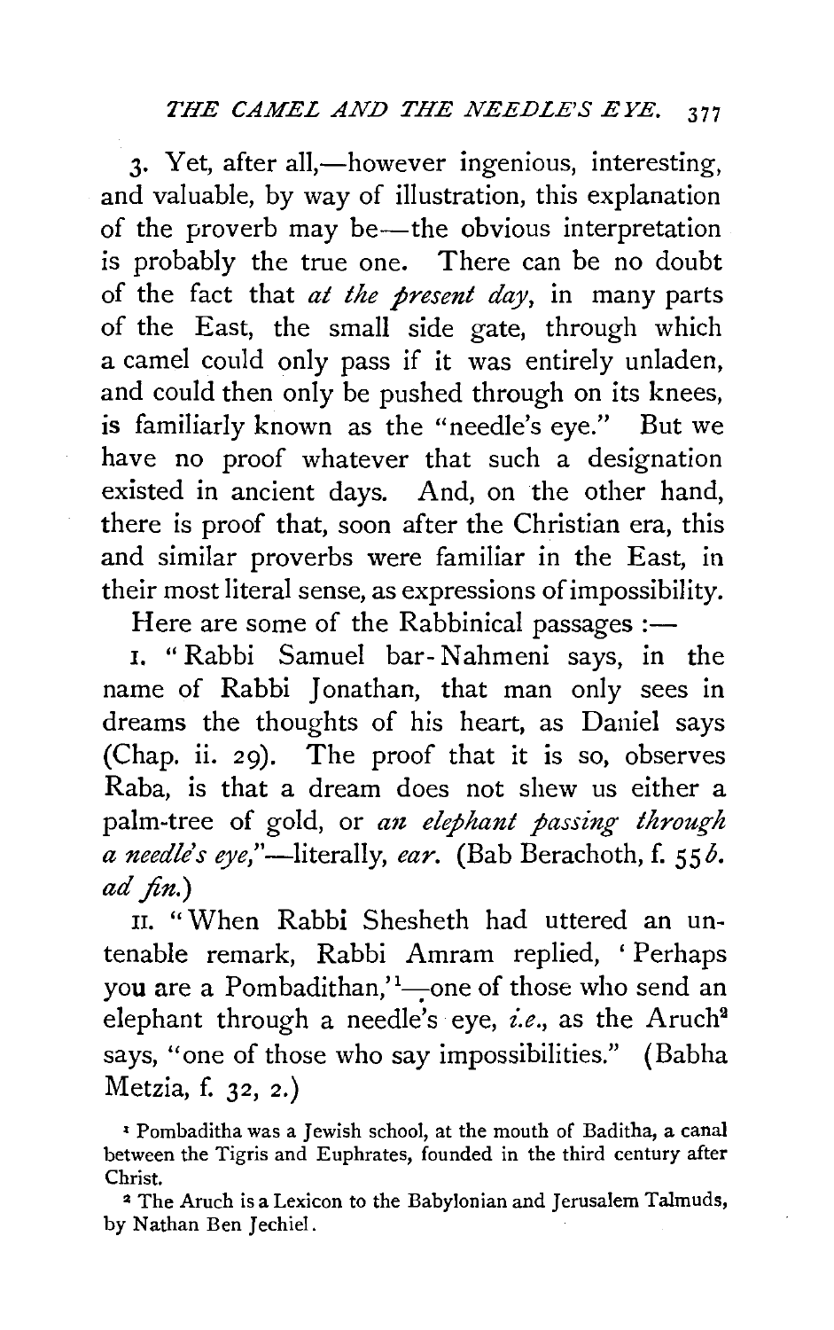3. Yet, after all,—however ingenious, interesting, and valuable, by way of illustration, this explanation of the proverb may be—the obvious interpretation is probably the true one. There can be no doubt of the fact that *at the present day*, in many parts of the East, the small side gate, through which a camel could only pass if it was entirely unladen, and could then only be pushed through on its knees, is familiarly known as the "needle's eye." But we have no proof whatever that such a designation existed in ancient days. And, on the other hand, there is proof that, soon after the Christian era, this and similar proverbs were familiar in the East, in their most literal sense, as expressions of impossibility.

Here are some of the Rabbinical passages :—

I. "Rabbi Samuel bar-Nahmeni says, in the name of Rabbi Jonathan, that man only sees in dreams the thoughts of his heart, as Daniel says (Chap. ii. 29). The proof that it is so, observes Raba, is that a dream does not shew us either a palm-tree of gold, or *an elephant passing through a needle's eye*,"—literally, *ear*. (Bab Berachoth, f. 55*b*. *ad fin.*)

II. "When Rabbi Shesheth had uttered an untenable remark, Rabbi Amram replied, 'Perhaps you are a Pombadithan,'[1]—one of those who send an elephant through a needle's eye, *i.e.*, as the Aruch[2] says, "one of those who say impossibilities." (Babha Metzia, f. 32, 2.)

[1] Pombaditha was a Jewish school, at the mouth of Baditha, a canal between the Tigris and Euphrates, founded in the third century after Christ.

[2] The Aruch is a Lexicon to the Babylonian and Jerusalem Talmuds, by Nathan Ben Jechiel.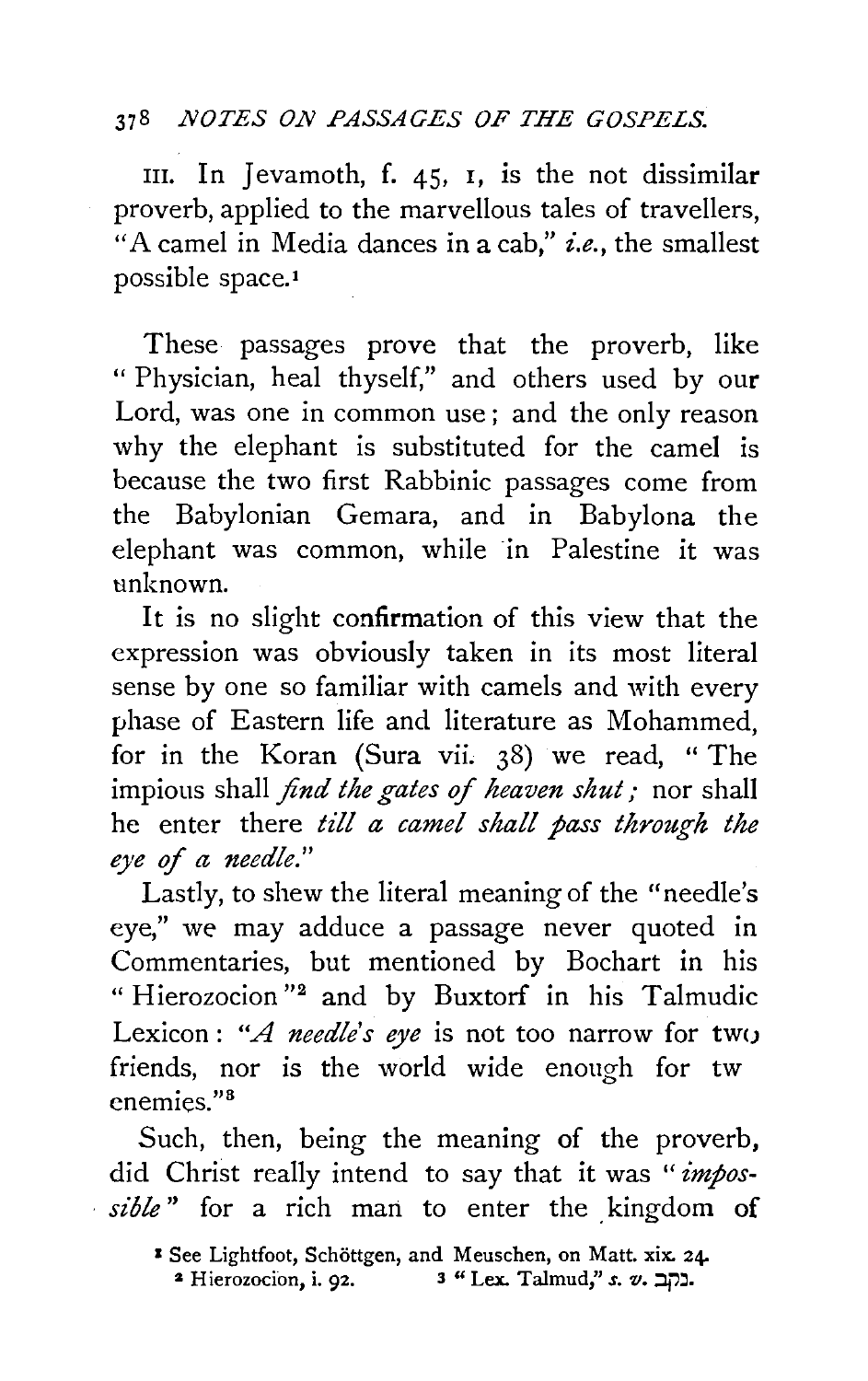III. In Jevamoth, f. 45, I, is the not dissimilar proverb, applied to the marvellous tales of travellers, "A camel in Media dances in a cab," *i.e.*, the smallest possible space.[1]

These passages prove that the proverb, like "Physician, heal thyself," and others used by our Lord, was one in common use; and the only reason why the elephant is substituted for the camel is because the two first Rabbinic passages come from the Babylonian Gemara, and in Babylona the elephant was common, while in Palestine it was unknown.

It is no slight confirmation of this view that the expression was obviously taken in its most literal sense by one so familiar with camels and with every phase of Eastern life and literature as Mohammed, for in the Koran (Sura vii. 38) we read, "The impious shall *find the gates of heaven shut;* nor shall he enter there *till a camel shall pass through the eye of a needle.*"

Lastly, to shew the literal meaning of the "needle's eye," we may adduce a passage never quoted in Commentaries, but mentioned by Bochart in his "Hierozocion"[2] and by Buxtorf in his Talmudic Lexicon: "*A needle's eye* is not too narrow for two friends, nor is the world wide enough for tw enemies."[3]

Such, then, being the meaning of the proverb, did Christ really intend to say that it was "*impossible*" for a rich man to enter the kingdom of

[1] See Lightfoot, Schöttgen, and Meuschen, on Matt. xix. 24.
[2] Hierozocion, i. 92.
[3] "Lex. Talmud," *s. v.* נקב.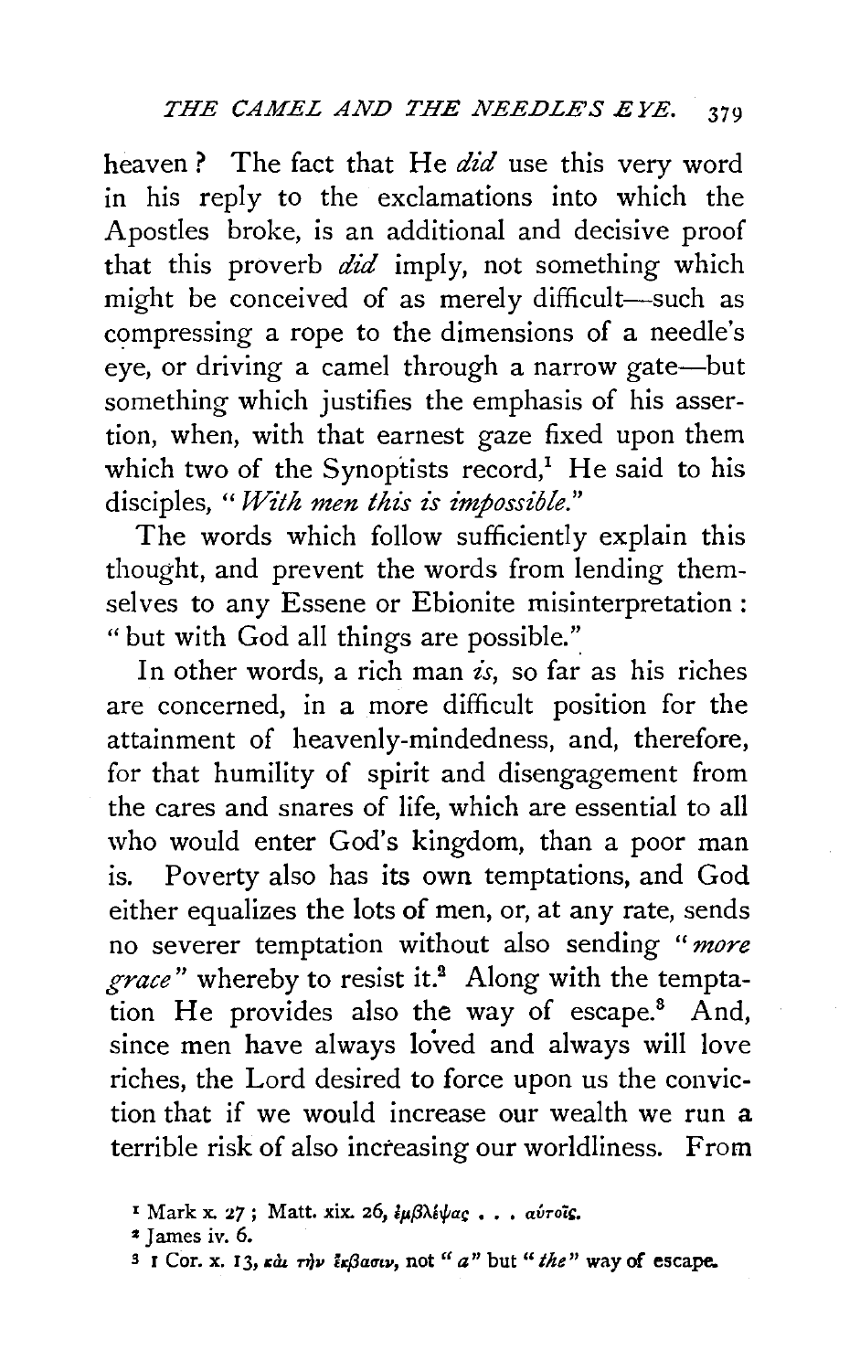heaven? The fact that He *did* use this very word in his reply to the exclamations into which the Apostles broke, is an additional and decisive proof that this proverb *did* imply, not something which might be conceived of as merely difficult—such as compressing a rope to the dimensions of a needle's eye, or driving a camel through a narrow gate—but something which justifies the emphasis of his assertion, when, with that earnest gaze fixed upon them which two of the Synoptists record,[1] He said to his disciples, "*With men this is impossible.*"

The words which follow sufficiently explain this thought, and prevent the words from lending themselves to any Essene or Ebionite misinterpretation: "but with God all things are possible."

In other words, a rich man *is*, so far as his riches are concerned, in a more difficult position for the attainment of heavenly-mindedness, and, therefore, for that humility of spirit and disengagement from the cares and snares of life, which are essential to all who would enter God's kingdom, than a poor man is. Poverty also has its own temptations, and God either equalizes the lots of men, or, at any rate, sends no severer temptation without also sending "*more grace*" whereby to resist it.[2] Along with the temptation He provides also the way of escape.[3] And, since men have always loved and always will love riches, the Lord desired to force upon us the conviction that if we would increase our wealth we run a terrible risk of also increasing our worldliness. From

[1] Mark x. 27; Matt. xix. 26, ἐμβλέψας . . . αὐτοῖς.

[2] James iv. 6.

[3] 1 Cor. x. 13, καὶ τὴν ἔκβασιν, not "*a*" but "*the*" way of escape.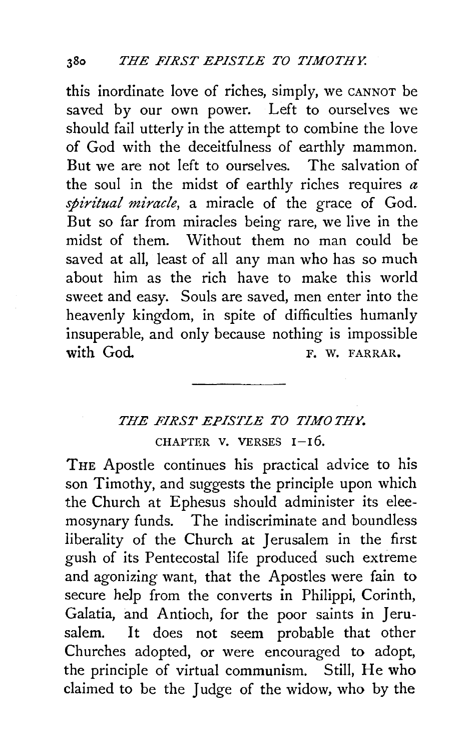this inordinate love of riches, simply, we CANNOT be saved by our own power. Left to ourselves we should fail utterly in the attempt to combine the love of God with the deceitfulness of earthly mammon. But we are not left to ourselves. The salvation of the soul in the midst of earthly riches requires *a spiritual miracle*, a miracle of the grace of God. But so far from miracles being rare, we live in the midst of them. Without them no man could be saved at all, least of all any man who has so much about him as the rich have to make this world sweet and easy. Souls are saved, men enter into the heavenly kingdom, in spite of difficulties humanly insuperable, and only because nothing is impossible with God.

F. W. FARRAR.

---

## *THE FIRST EPISTLE TO TIMOTHY.*

### CHAPTER V. VERSES 1–16.

THE Apostle continues his practical advice to his son Timothy, and suggests the principle upon which the Church at Ephesus should administer its eleemosynary funds. The indiscriminate and boundless liberality of the Church at Jerusalem in the first gush of its Pentecostal life produced such extreme and agonizing want, that the Apostles were fain to secure help from the converts in Philippi, Corinth, Galatia, and Antioch, for the poor saints in Jerusalem. It does not seem probable that other Churches adopted, or were encouraged to adopt, the principle of virtual communism. Still, He who claimed to be the Judge of the widow, who by the